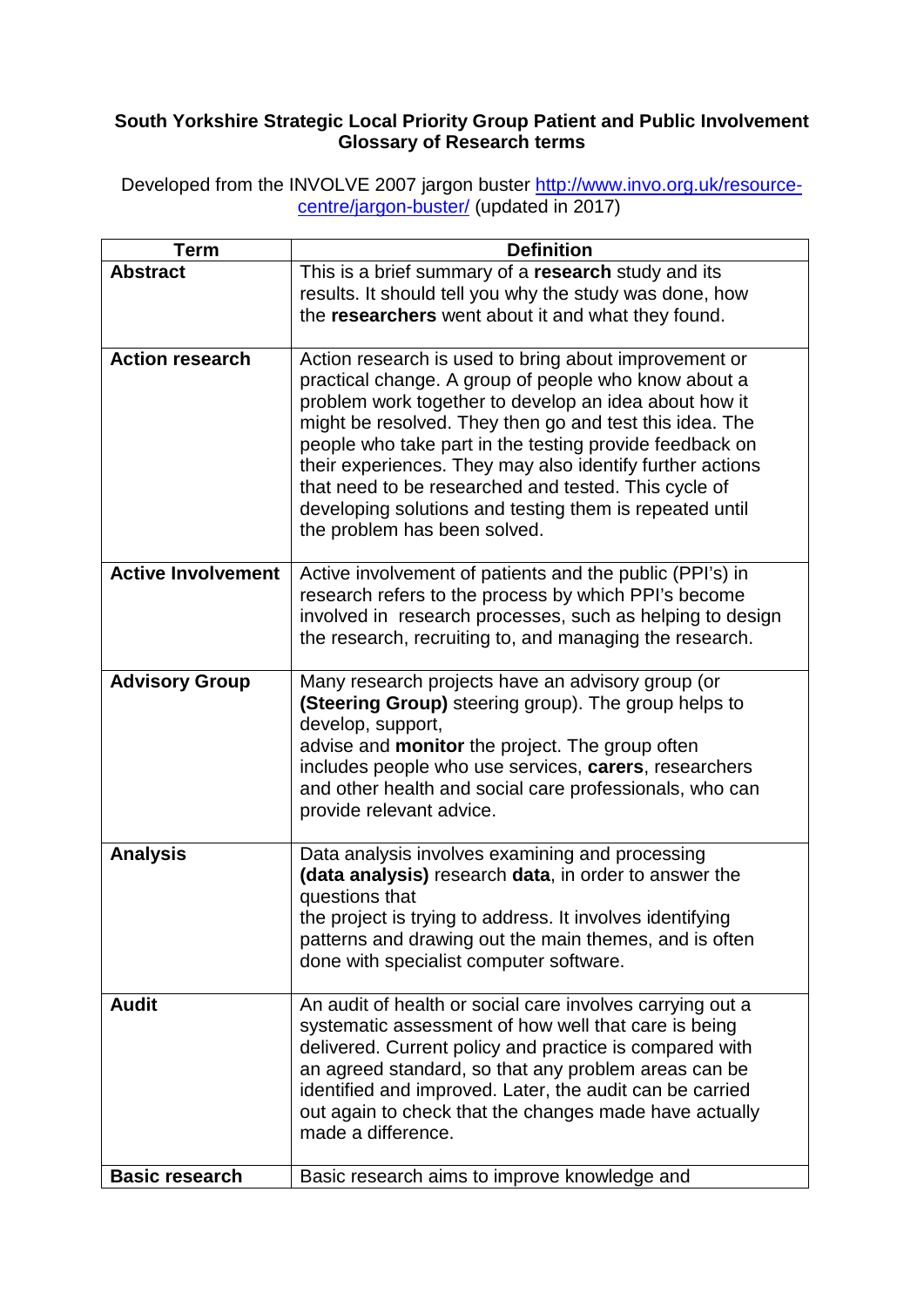**South Yorkshire Strategic Local Priority Group Patient and Public Involvement Glossary of Research terms**

Developed from the INVOLVE 2007 jargon buster [http://www.invo.org.uk/resource-centre/jargon-buster/](http://www.invo.org.uk/resource-centre/jargon-buster/) (updated in 2017)

| Term | Definition |
|---|---|
| **Abstract** | This is a brief summary of a **research** study and its results. It should tell you why the study was done, how the **researchers** went about it and what they found. |
| **Action research** | Action research is used to bring about improvement or practical change. A group of people who know about a problem work together to develop an idea about how it might be resolved. They then go and test this idea. The people who take part in the testing provide feedback on their experiences. They may also identify further actions that need to be researched and tested. This cycle of developing solutions and testing them is repeated until the problem has been solved. |
| **Active Involvement** | Active involvement of patients and the public (PPI's) in research refers to the process by which PPI's become involved in research processes, such as helping to design the research, recruiting to, and managing the research. |
| **Advisory Group** | Many research projects have an advisory group (or **(Steering Group)** steering group). The group helps to develop, support, advise and **monitor** the project. The group often includes people who use services, **carers**, researchers and other health and social care professionals, who can provide relevant advice. |
| **Analysis** | Data analysis involves examining and processing **(data analysis)** research **data**, in order to answer the questions that the project is trying to address. It involves identifying patterns and drawing out the main themes, and is often done with specialist computer software. |
| **Audit** | An audit of health or social care involves carrying out a systematic assessment of how well that care is being delivered. Current policy and practice is compared with an agreed standard, so that any problem areas can be identified and improved. Later, the audit can be carried out again to check that the changes made have actually made a difference. |
| **Basic research** | Basic research aims to improve knowledge and |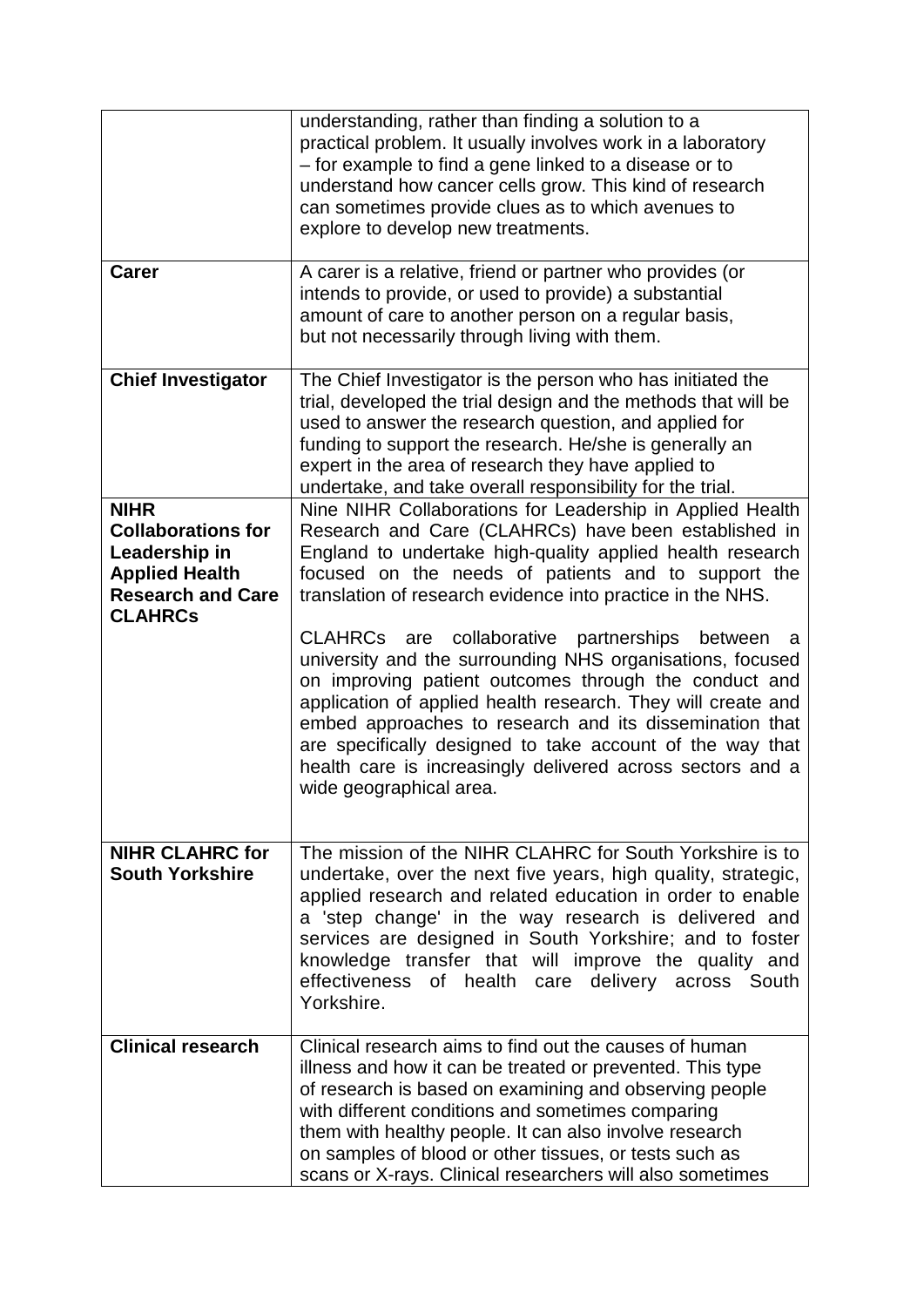| | |
|---|---|
| | understanding, rather than finding a solution to a practical problem. It usually involves work in a laboratory – for example to find a gene linked to a disease or to understand how cancer cells grow. This kind of research can sometimes provide clues as to which avenues to explore to develop new treatments. |
| **Carer** | A carer is a relative, friend or partner who provides (or intends to provide, or used to provide) a substantial amount of care to another person on a regular basis, but not necessarily through living with them. |
| **Chief Investigator** | The Chief Investigator is the person who has initiated the trial, developed the trial design and the methods that will be used to answer the research question, and applied for funding to support the research. He/she is generally an expert in the area of research they have applied to undertake, and take overall responsibility for the trial. |
| **NIHR Collaborations for Leadership in Applied Health Research and Care CLAHRCs** | Nine NIHR Collaborations for Leadership in Applied Health Research and Care (CLAHRCs) have been established in England to undertake high-quality applied health research focused on the needs of patients and to support the translation of research evidence into practice in the NHS.<br><br>CLAHRCs are collaborative partnerships between a university and the surrounding NHS organisations, focused on improving patient outcomes through the conduct and application of applied health research. They will create and embed approaches to research and its dissemination that are specifically designed to take account of the way that health care is increasingly delivered across sectors and a wide geographical area. |
| **NIHR CLAHRC for South Yorkshire** | The mission of the NIHR CLAHRC for South Yorkshire is to undertake, over the next five years, high quality, strategic, applied research and related education in order to enable a 'step change' in the way research is delivered and services are designed in South Yorkshire; and to foster knowledge transfer that will improve the quality and effectiveness of health care delivery across South Yorkshire. |
| **Clinical research** | Clinical research aims to find out the causes of human illness and how it can be treated or prevented. This type of research is based on examining and observing people with different conditions and sometimes comparing them with healthy people. It can also involve research on samples of blood or other tissues, or tests such as scans or X-rays. Clinical researchers will also sometimes |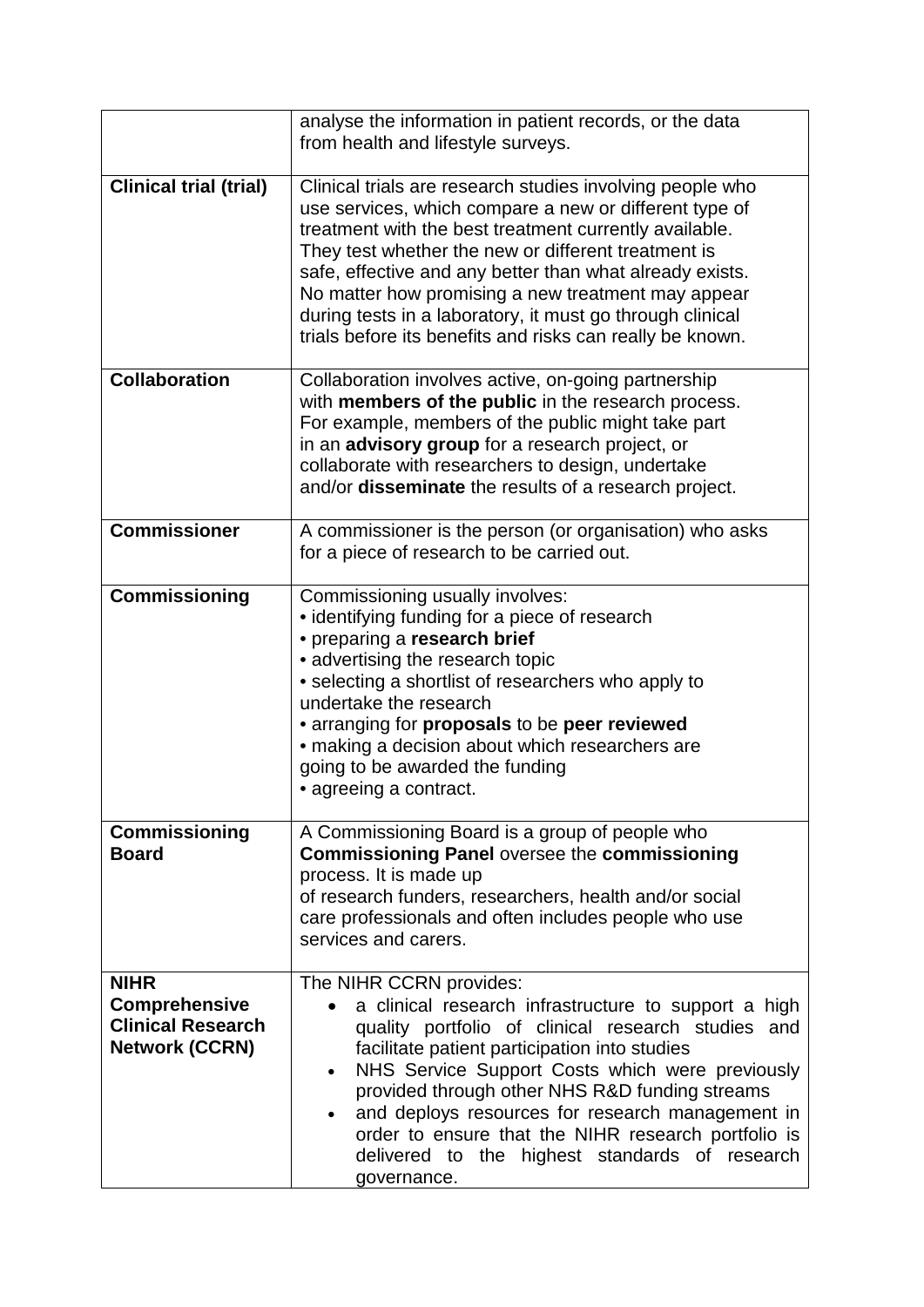| | |
|---|---|
| | analyse the information in patient records, or the data from health and lifestyle surveys. |
| **Clinical trial (trial)** | Clinical trials are research studies involving people who use services, which compare a new or different type of treatment with the best treatment currently available. They test whether the new or different treatment is safe, effective and any better than what already exists. No matter how promising a new treatment may appear during tests in a laboratory, it must go through clinical trials before its benefits and risks can really be known. |
| **Collaboration** | Collaboration involves active, on-going partnership with **members of the public** in the research process. For example, members of the public might take part in an **advisory group** for a research project, or collaborate with researchers to design, undertake and/or **disseminate** the results of a research project. |
| **Commissioner** | A commissioner is the person (or organisation) who asks for a piece of research to be carried out. |
| **Commissioning** | Commissioning usually involves:<br>• identifying funding for a piece of research<br>• preparing a **research brief**<br>• advertising the research topic<br>• selecting a shortlist of researchers who apply to undertake the research<br>• arranging for **proposals** to be **peer reviewed**<br>• making a decision about which researchers are going to be awarded the funding<br>• agreeing a contract. |
| **Commissioning Board** | A Commissioning Board is a group of people who **Commissioning Panel** oversee the **commissioning** process. It is made up of research funders, researchers, health and/or social care professionals and often includes people who use services and carers. |
| **NIHR Comprehensive Clinical Research Network (CCRN)** | The NIHR CCRN provides:<br>• a clinical research infrastructure to support a high quality portfolio of clinical research studies and facilitate patient participation into studies<br>• NHS Service Support Costs which were previously provided through other NHS R&D funding streams<br>• and deploys resources for research management in order to ensure that the NIHR research portfolio is delivered to the highest standards of research governance. |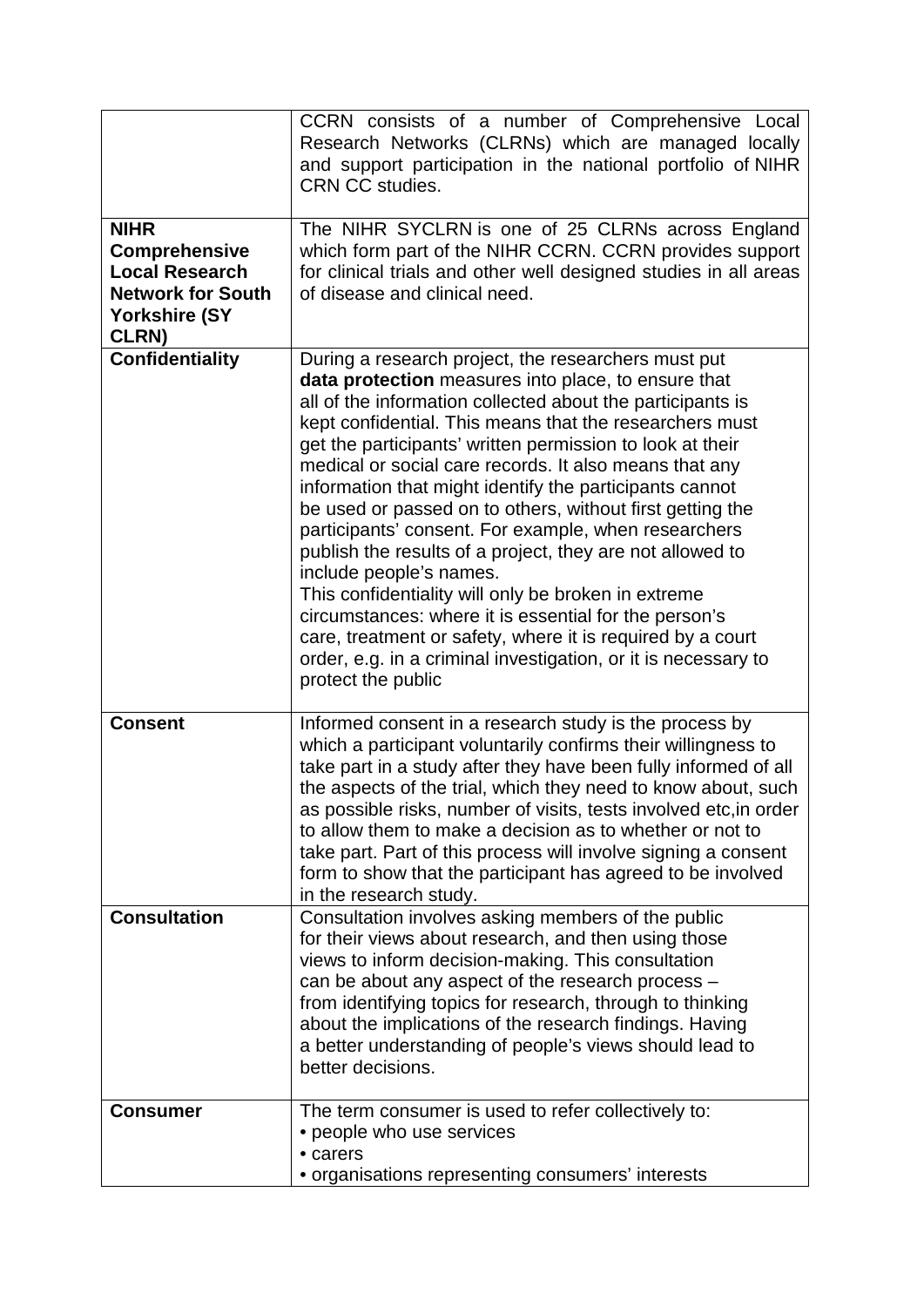| | |
|---|---|
| | CCRN consists of a number of Comprehensive Local Research Networks (CLRNs) which are managed locally and support participation in the national portfolio of NIHR CRN CC studies. |
| **NIHR Comprehensive Local Research Network for South Yorkshire (SY CLRN)** | The NIHR SYCLRN is one of 25 CLRNs across England which form part of the NIHR CCRN. CCRN provides support for clinical trials and other well designed studies in all areas of disease and clinical need. |
| **Confidentiality** | During a research project, the researchers must put **data protection** measures into place, to ensure that all of the information collected about the participants is kept confidential. This means that the researchers must get the participants' written permission to look at their medical or social care records. It also means that any information that might identify the participants cannot be used or passed on to others, without first getting the participants' consent. For example, when researchers publish the results of a project, they are not allowed to include people's names.<br>This confidentiality will only be broken in extreme circumstances: where it is essential for the person's care, treatment or safety, where it is required by a court order, e.g. in a criminal investigation, or it is necessary to protect the public |
| **Consent** | Informed consent in a research study is the process by which a participant voluntarily confirms their willingness to take part in a study after they have been fully informed of all the aspects of the trial, which they need to know about, such as possible risks, number of visits, tests involved etc,in order to allow them to make a decision as to whether or not to take part. Part of this process will involve signing a consent form to show that the participant has agreed to be involved in the research study. |
| **Consultation** | Consultation involves asking members of the public for their views about research, and then using those views to inform decision-making. This consultation can be about any aspect of the research process – from identifying topics for research, through to thinking about the implications of the research findings. Having a better understanding of people's views should lead to better decisions. |
| **Consumer** | The term consumer is used to refer collectively to:<br>• people who use services<br>• carers<br>• organisations representing consumers' interests |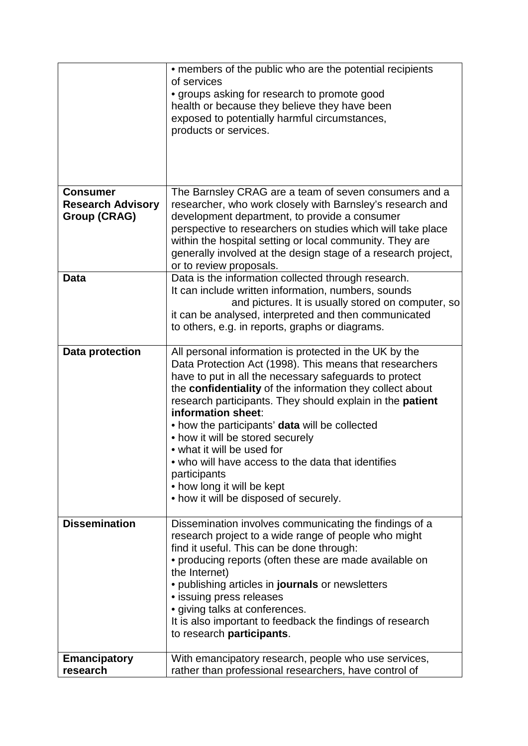| | |
|---|---|
| | • members of the public who are the potential recipients of services<br>• groups asking for research to promote good health or because they believe they have been exposed to potentially harmful circumstances, products or services. |
| **Consumer Research Advisory Group (CRAG)** | The Barnsley CRAG are a team of seven consumers and a researcher, who work closely with Barnsley's research and development department, to provide a consumer perspective to researchers on studies which will take place within the hospital setting or local community. They are generally involved at the design stage of a research project, or to review proposals. |
| **Data** | Data is the information collected through research. It can include written information, numbers, sounds and pictures. It is usually stored on computer, so it can be analysed, interpreted and then communicated to others, e.g. in reports, graphs or diagrams. |
| **Data protection** | All personal information is protected in the UK by the Data Protection Act (1998). This means that researchers have to put in all the necessary safeguards to protect the **confidentiality** of the information they collect about research participants. They should explain in the **patient information sheet**:<br>• how the participants' **data** will be collected<br>• how it will be stored securely<br>• what it will be used for<br>• who will have access to the data that identifies participants<br>• how long it will be kept<br>• how it will be disposed of securely. |
| **Dissemination** | Dissemination involves communicating the findings of a research project to a wide range of people who might find it useful. This can be done through:<br>• producing reports (often these are made available on the Internet)<br>• publishing articles in **journals** or newsletters<br>• issuing press releases<br>• giving talks at conferences.<br>It is also important to feedback the findings of research to research **participants**. |
| **Emancipatory research** | With emancipatory research, people who use services, rather than professional researchers, have control of |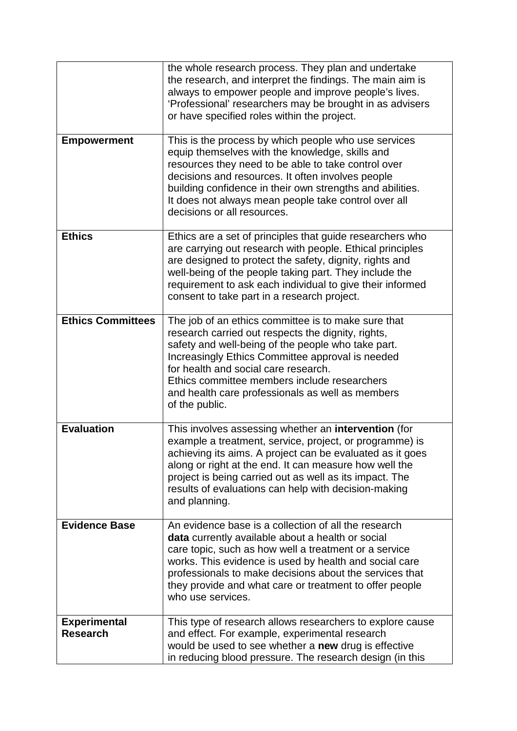| | |
|---|---|
| | the whole research process. They plan and undertake the research, and interpret the findings. The main aim is always to empower people and improve people's lives. 'Professional' researchers may be brought in as advisers or have specified roles within the project. |
| **Empowerment** | This is the process by which people who use services equip themselves with the knowledge, skills and resources they need to be able to take control over decisions and resources. It often involves people building confidence in their own strengths and abilities. It does not always mean people take control over all decisions or all resources. |
| **Ethics** | Ethics are a set of principles that guide researchers who are carrying out research with people. Ethical principles are designed to protect the safety, dignity, rights and well-being of the people taking part. They include the requirement to ask each individual to give their informed consent to take part in a research project. |
| **Ethics Committees** | The job of an ethics committee is to make sure that research carried out respects the dignity, rights, safety and well-being of the people who take part. Increasingly Ethics Committee approval is needed for health and social care research. Ethics committee members include researchers and health care professionals as well as members of the public. |
| **Evaluation** | This involves assessing whether an **intervention** (for example a treatment, service, project, or programme) is achieving its aims. A project can be evaluated as it goes along or right at the end. It can measure how well the project is being carried out as well as its impact. The results of evaluations can help with decision-making and planning. |
| **Evidence Base** | An evidence base is a collection of all the research **data** currently available about a health or social care topic, such as how well a treatment or a service works. This evidence is used by health and social care professionals to make decisions about the services that they provide and what care or treatment to offer people who use services. |
| **Experimental Research** | This type of research allows researchers to explore cause and effect. For example, experimental research would be used to see whether a **new** drug is effective in reducing blood pressure. The research design (in this |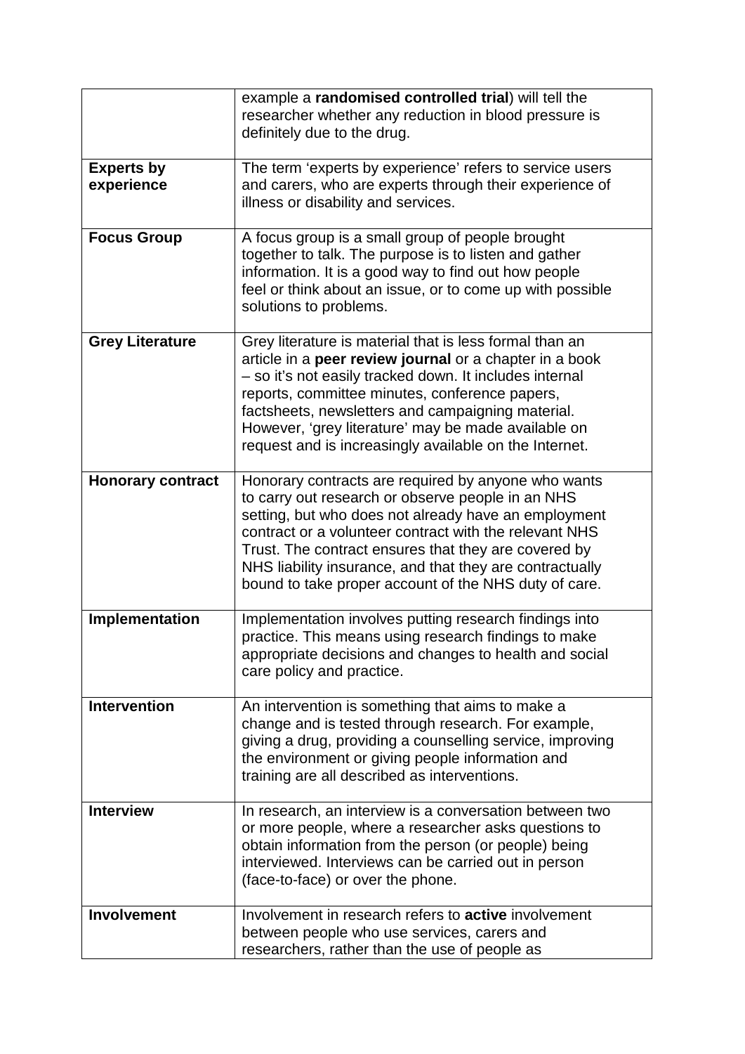| | |
|---|---|
| | example a **randomised controlled trial**) will tell the researcher whether any reduction in blood pressure is definitely due to the drug. |
| **Experts by experience** | The term 'experts by experience' refers to service users and carers, who are experts through their experience of illness or disability and services. |
| **Focus Group** | A focus group is a small group of people brought together to talk. The purpose is to listen and gather information. It is a good way to find out how people feel or think about an issue, or to come up with possible solutions to problems. |
| **Grey Literature** | Grey literature is material that is less formal than an article in a **peer review journal** or a chapter in a book – so it's not easily tracked down. It includes internal reports, committee minutes, conference papers, factsheets, newsletters and campaigning material. However, 'grey literature' may be made available on request and is increasingly available on the Internet. |
| **Honorary contract** | Honorary contracts are required by anyone who wants to carry out research or observe people in an NHS setting, but who does not already have an employment contract or a volunteer contract with the relevant NHS Trust. The contract ensures that they are covered by NHS liability insurance, and that they are contractually bound to take proper account of the NHS duty of care. |
| **Implementation** | Implementation involves putting research findings into practice. This means using research findings to make appropriate decisions and changes to health and social care policy and practice. |
| **Intervention** | An intervention is something that aims to make a change and is tested through research. For example, giving a drug, providing a counselling service, improving the environment or giving people information and training are all described as interventions. |
| **Interview** | In research, an interview is a conversation between two or more people, where a researcher asks questions to obtain information from the person (or people) being interviewed. Interviews can be carried out in person (face-to-face) or over the phone. |
| **Involvement** | Involvement in research refers to **active** involvement between people who use services, carers and researchers, rather than the use of people as |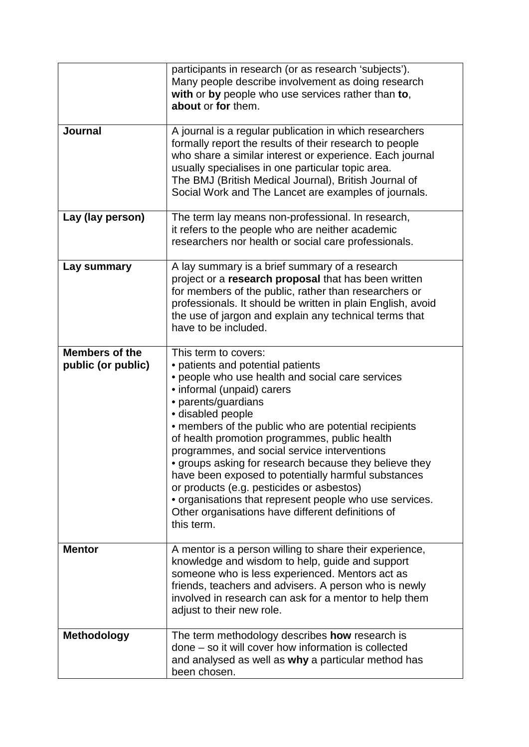| | |
|---|---|
| | participants in research (or as research 'subjects'). Many people describe involvement as doing research **with** or **by** people who use services rather than **to**, **about** or **for** them. |
| **Journal** | A journal is a regular publication in which researchers formally report the results of their research to people who share a similar interest or experience. Each journal usually specialises in one particular topic area. The BMJ (British Medical Journal), British Journal of Social Work and The Lancet are examples of journals. |
| **Lay (lay person)** | The term lay means non-professional. In research, it refers to the people who are neither academic researchers nor health or social care professionals. |
| **Lay summary** | A lay summary is a brief summary of a research project or a **research proposal** that has been written for members of the public, rather than researchers or professionals. It should be written in plain English, avoid the use of jargon and explain any technical terms that have to be included. |
| **Members of the public (or public)** | This term to covers:<br>• patients and potential patients<br>• people who use health and social care services<br>• informal (unpaid) carers<br>• parents/guardians<br>• disabled people<br>• members of the public who are potential recipients of health promotion programmes, public health programmes, and social service interventions<br>• groups asking for research because they believe they have been exposed to potentially harmful substances or products (e.g. pesticides or asbestos)<br>• organisations that represent people who use services.<br>Other organisations have different definitions of this term. |
| **Mentor** | A mentor is a person willing to share their experience, knowledge and wisdom to help, guide and support someone who is less experienced. Mentors act as friends, teachers and advisers. A person who is newly involved in research can ask for a mentor to help them adjust to their new role. |
| **Methodology** | The term methodology describes **how** research is done – so it will cover how information is collected and analysed as well as **why** a particular method has been chosen. |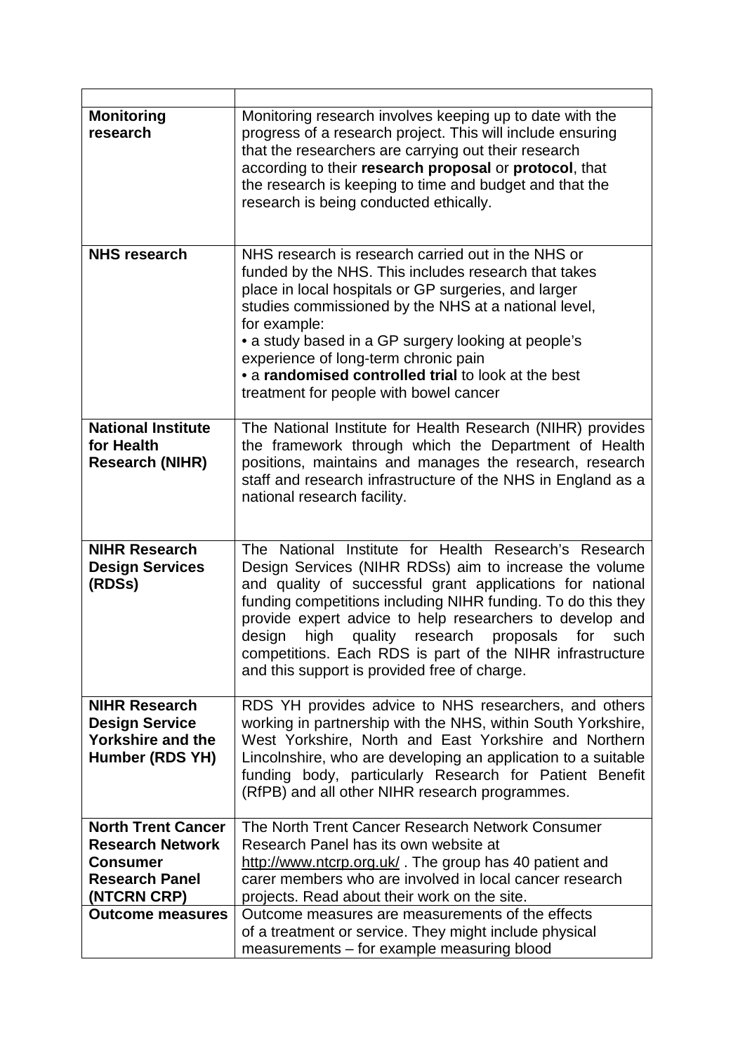| | |
|---|---|
| **Monitoring research** | Monitoring research involves keeping up to date with the progress of a research project. This will include ensuring that the researchers are carrying out their research according to their **research proposal** or **protocol**, that the research is keeping to time and budget and that the research is being conducted ethically. |
| **NHS research** | NHS research is research carried out in the NHS or funded by the NHS. This includes research that takes place in local hospitals or GP surgeries, and larger studies commissioned by the NHS at a national level, for example:<br>• a study based in a GP surgery looking at people's experience of long-term chronic pain<br>• a **randomised controlled trial** to look at the best treatment for people with bowel cancer |
| **National Institute for Health Research (NIHR)** | The National Institute for Health Research (NIHR) provides the framework through which the Department of Health positions, maintains and manages the research, research staff and research infrastructure of the NHS in England as a national research facility. |
| **NIHR Research Design Services (RDSs)** | The National Institute for Health Research's Research Design Services (NIHR RDSs) aim to increase the volume and quality of successful grant applications for national funding competitions including NIHR funding. To do this they provide expert advice to help researchers to develop and design high quality research proposals for such competitions. Each RDS is part of the NIHR infrastructure and this support is provided free of charge. |
| **NIHR Research Design Service Yorkshire and the Humber (RDS YH)** | RDS YH provides advice to NHS researchers, and others working in partnership with the NHS, within South Yorkshire, West Yorkshire, North and East Yorkshire and Northern Lincolnshire, who are developing an application to a suitable funding body, particularly Research for Patient Benefit (RfPB) and all other NIHR research programmes. |
| **North Trent Cancer Research Network Consumer Research Panel (NTCRN CRP)** | The North Trent Cancer Research Network Consumer Research Panel has its own website at http://www.ntcrp.org.uk/ . The group has 40 patient and carer members who are involved in local cancer research projects. Read about their work on the site. |
| **Outcome measures** | Outcome measures are measurements of the effects of a treatment or service. They might include physical measurements – for example measuring blood |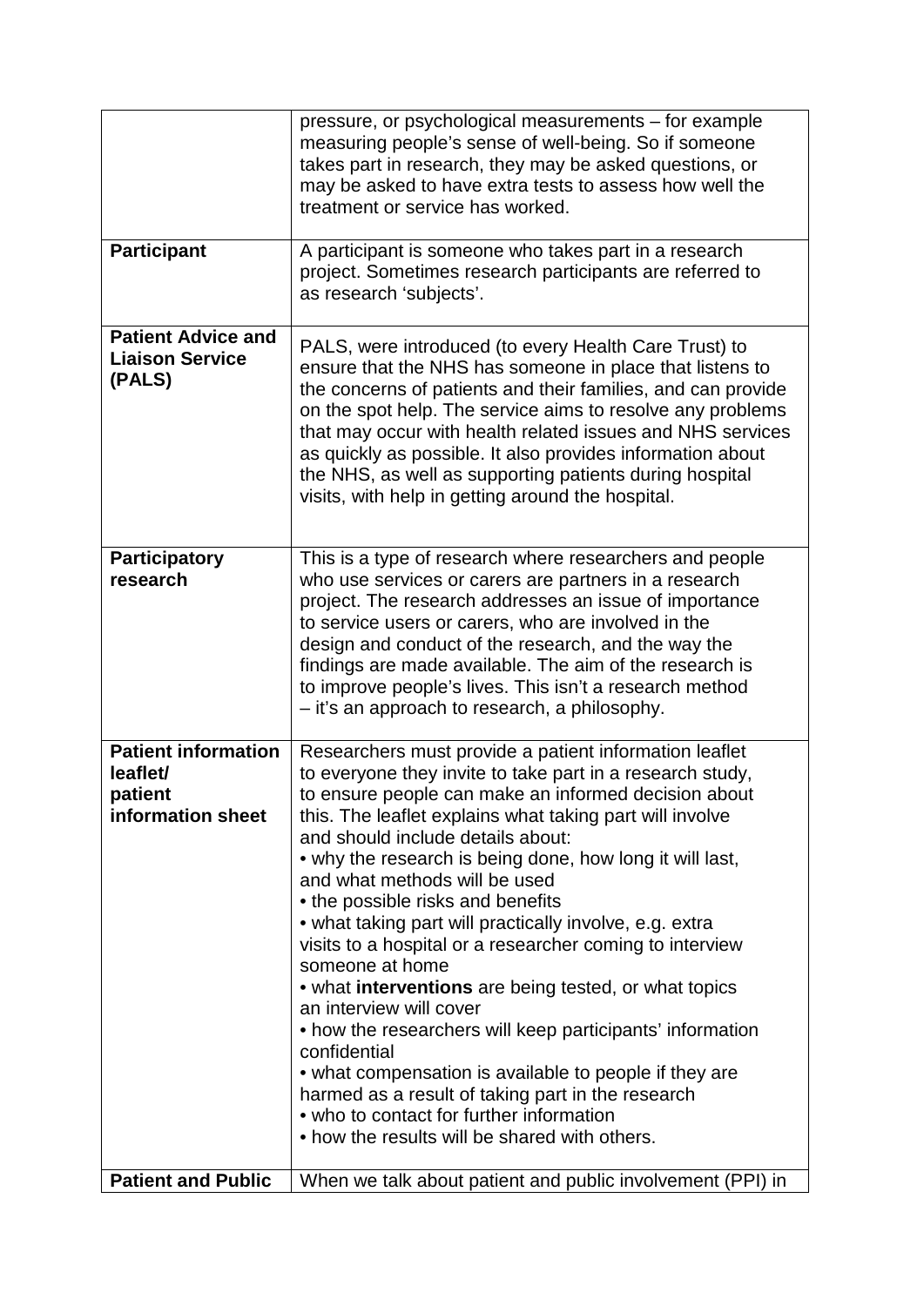| | |
|---|---|
| | pressure, or psychological measurements – for example measuring people's sense of well-being. So if someone takes part in research, they may be asked questions, or may be asked to have extra tests to assess how well the treatment or service has worked. |
| **Participant** | A participant is someone who takes part in a research project. Sometimes research participants are referred to as research 'subjects'. |
| **Patient Advice and Liaison Service (PALS)** | PALS, were introduced (to every Health Care Trust) to ensure that the NHS has someone in place that listens to the concerns of patients and their families, and can provide on the spot help. The service aims to resolve any problems that may occur with health related issues and NHS services as quickly as possible. It also provides information about the NHS, as well as supporting patients during hospital visits, with help in getting around the hospital. |
| **Participatory research** | This is a type of research where researchers and people who use services or carers are partners in a research project. The research addresses an issue of importance to service users or carers, who are involved in the design and conduct of the research, and the way the findings are made available. The aim of the research is to improve people's lives. This isn't a research method – it's an approach to research, a philosophy. |
| **Patient information leaflet/ patient information sheet** | Researchers must provide a patient information leaflet to everyone they invite to take part in a research study, to ensure people can make an informed decision about this. The leaflet explains what taking part will involve and should include details about:<br>• why the research is being done, how long it will last, and what methods will be used<br>• the possible risks and benefits<br>• what taking part will practically involve, e.g. extra visits to a hospital or a researcher coming to interview someone at home<br>• what **interventions** are being tested, or what topics an interview will cover<br>• how the researchers will keep participants' information confidential<br>• what compensation is available to people if they are harmed as a result of taking part in the research<br>• who to contact for further information<br>• how the results will be shared with others. |
| **Patient and Public** | When we talk about patient and public involvement (PPI) in |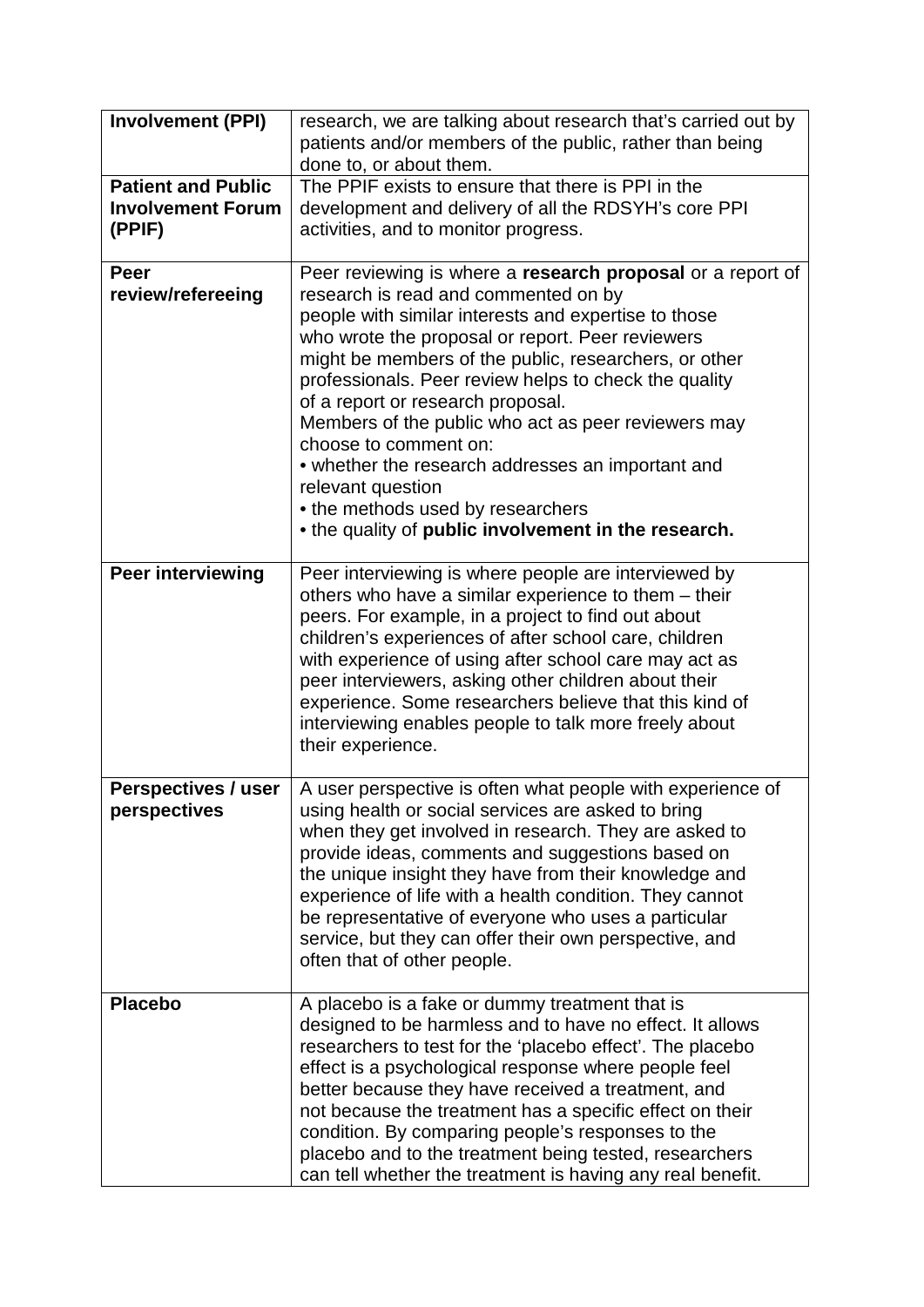| | |
|---|---|
| **Involvement (PPI)** | research, we are talking about research that's carried out by patients and/or members of the public, rather than being done to, or about them. |
| **Patient and Public Involvement Forum (PPIF)** | The PPIF exists to ensure that there is PPI in the development and delivery of all the RDSYH's core PPI activities, and to monitor progress. |
| **Peer review/refereeing** | Peer reviewing is where a **research proposal** or a report of research is read and commented on by people with similar interests and expertise to those who wrote the proposal or report. Peer reviewers might be members of the public, researchers, or other professionals. Peer review helps to check the quality of a report or research proposal.<br>Members of the public who act as peer reviewers may choose to comment on:<br>• whether the research addresses an important and relevant question<br>• the methods used by researchers<br>• the quality of **public involvement in the research.** |
| **Peer interviewing** | Peer interviewing is where people are interviewed by others who have a similar experience to them – their peers. For example, in a project to find out about children's experiences of after school care, children with experience of using after school care may act as peer interviewers, asking other children about their experience. Some researchers believe that this kind of interviewing enables people to talk more freely about their experience. |
| **Perspectives / user perspectives** | A user perspective is often what people with experience of using health or social services are asked to bring when they get involved in research. They are asked to provide ideas, comments and suggestions based on the unique insight they have from their knowledge and experience of life with a health condition. They cannot be representative of everyone who uses a particular service, but they can offer their own perspective, and often that of other people. |
| **Placebo** | A placebo is a fake or dummy treatment that is designed to be harmless and to have no effect. It allows researchers to test for the 'placebo effect'. The placebo effect is a psychological response where people feel better because they have received a treatment, and not because the treatment has a specific effect on their condition. By comparing people's responses to the placebo and to the treatment being tested, researchers can tell whether the treatment is having any real benefit. |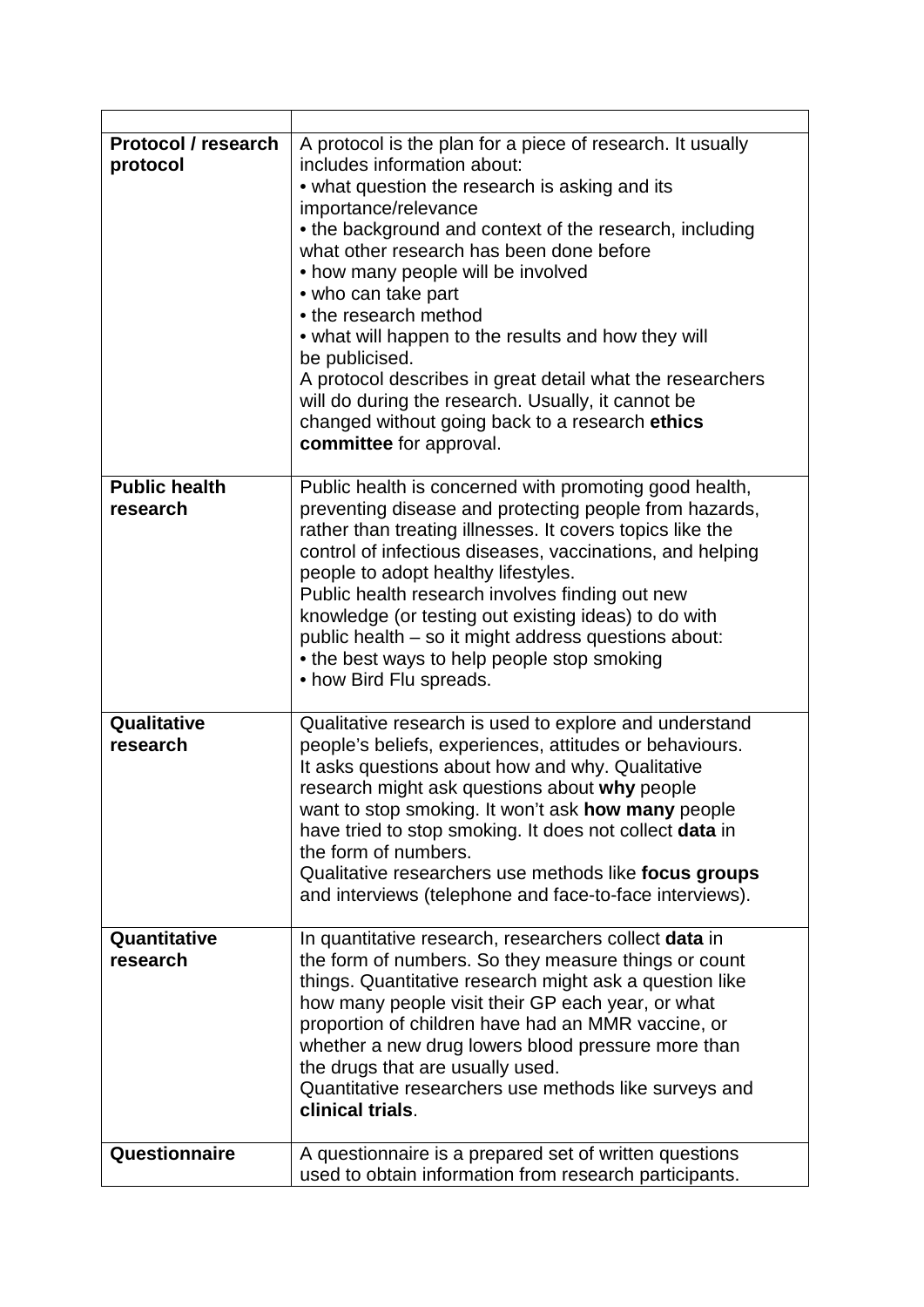| | |
|---|---|
| **Protocol / research protocol** | A protocol is the plan for a piece of research. It usually includes information about:<br>• what question the research is asking and its importance/relevance<br>• the background and context of the research, including what other research has been done before<br>• how many people will be involved<br>• who can take part<br>• the research method<br>• what will happen to the results and how they will be publicised.<br>A protocol describes in great detail what the researchers will do during the research. Usually, it cannot be changed without going back to a research **ethics committee** for approval. |
| **Public health research** | Public health is concerned with promoting good health, preventing disease and protecting people from hazards, rather than treating illnesses. It covers topics like the control of infectious diseases, vaccinations, and helping people to adopt healthy lifestyles.<br>Public health research involves finding out new knowledge (or testing out existing ideas) to do with public health – so it might address questions about:<br>• the best ways to help people stop smoking<br>• how Bird Flu spreads. |
| **Qualitative research** | Qualitative research is used to explore and understand people's beliefs, experiences, attitudes or behaviours. It asks questions about how and why. Qualitative research might ask questions about **why** people want to stop smoking. It won't ask **how many** people have tried to stop smoking. It does not collect **data** in the form of numbers.<br>Qualitative researchers use methods like **focus groups** and interviews (telephone and face-to-face interviews). |
| **Quantitative research** | In quantitative research, researchers collect **data** in the form of numbers. So they measure things or count things. Quantitative research might ask a question like how many people visit their GP each year, or what proportion of children have had an MMR vaccine, or whether a new drug lowers blood pressure more than the drugs that are usually used.<br>Quantitative researchers use methods like surveys and **clinical trials**. |
| **Questionnaire** | A questionnaire is a prepared set of written questions used to obtain information from research participants. |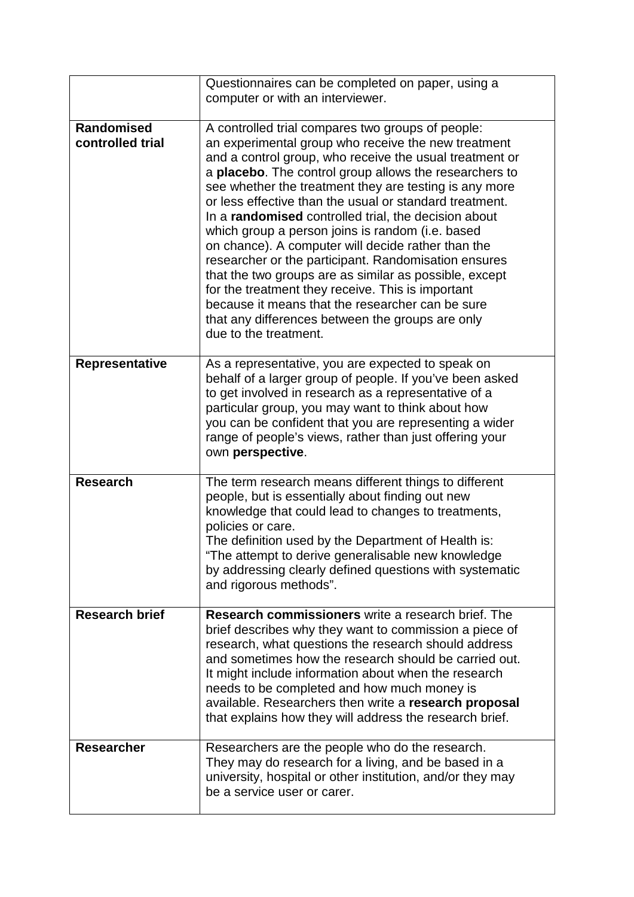| | |
|---|---|
| | Questionnaires can be completed on paper, using a computer or with an interviewer. |
| **Randomised controlled trial** | A controlled trial compares two groups of people: an experimental group who receive the new treatment and a control group, who receive the usual treatment or a **placebo**. The control group allows the researchers to see whether the treatment they are testing is any more or less effective than the usual or standard treatment. In a **randomised** controlled trial, the decision about which group a person joins is random (i.e. based on chance). A computer will decide rather than the researcher or the participant. Randomisation ensures that the two groups are as similar as possible, except for the treatment they receive. This is important because it means that the researcher can be sure that any differences between the groups are only due to the treatment. |
| **Representative** | As a representative, you are expected to speak on behalf of a larger group of people. If you've been asked to get involved in research as a representative of a particular group, you may want to think about how you can be confident that you are representing a wider range of people's views, rather than just offering your own **perspective**. |
| **Research** | The term research means different things to different people, but is essentially about finding out new knowledge that could lead to changes to treatments, policies or care. The definition used by the Department of Health is: "The attempt to derive generalisable new knowledge by addressing clearly defined questions with systematic and rigorous methods". |
| **Research brief** | **Research commissioners** write a research brief. The brief describes why they want to commission a piece of research, what questions the research should address and sometimes how the research should be carried out. It might include information about when the research needs to be completed and how much money is available. Researchers then write a **research proposal** that explains how they will address the research brief. |
| **Researcher** | Researchers are the people who do the research. They may do research for a living, and be based in a university, hospital or other institution, and/or they may be a service user or carer. |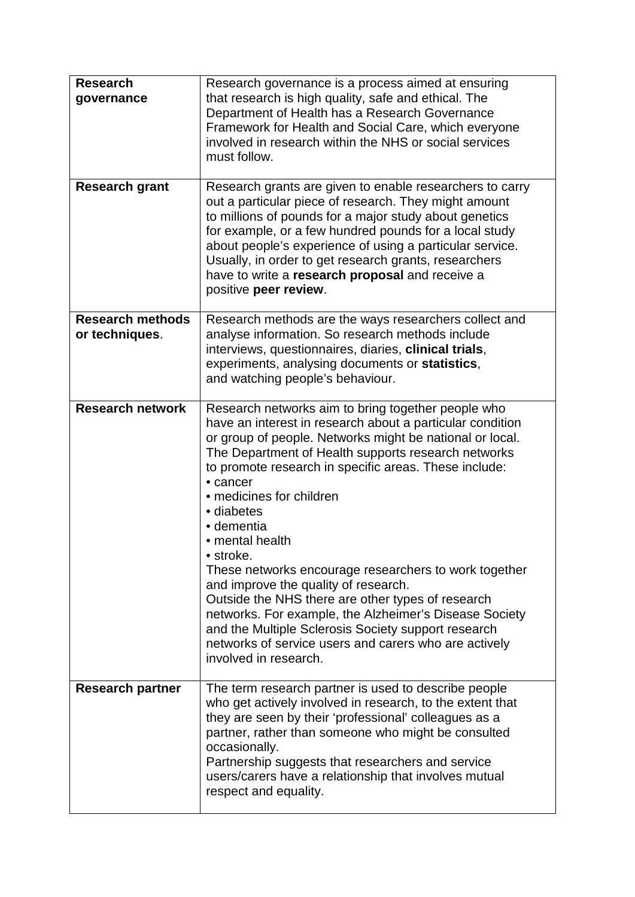| | |
|---|---|
| **Research governance** | Research governance is a process aimed at ensuring that research is high quality, safe and ethical. The Department of Health has a Research Governance Framework for Health and Social Care, which everyone involved in research within the NHS or social services must follow. |
| **Research grant** | Research grants are given to enable researchers to carry out a particular piece of research. They might amount to millions of pounds for a major study about genetics for example, or a few hundred pounds for a local study about people's experience of using a particular service. Usually, in order to get research grants, researchers have to write a **research proposal** and receive a positive **peer review**. |
| **Research methods or techniques**. | Research methods are the ways researchers collect and analyse information. So research methods include interviews, questionnaires, diaries, **clinical trials**, experiments, analysing documents or **statistics**, and watching people's behaviour. |
| **Research network** | Research networks aim to bring together people who have an interest in research about a particular condition or group of people. Networks might be national or local. The Department of Health supports research networks to promote research in specific areas. These include:<br>• cancer<br>• medicines for children<br>• diabetes<br>• dementia<br>• mental health<br>• stroke.<br>These networks encourage researchers to work together and improve the quality of research.<br>Outside the NHS there are other types of research networks. For example, the Alzheimer's Disease Society and the Multiple Sclerosis Society support research networks of service users and carers who are actively involved in research. |
| **Research partner** | The term research partner is used to describe people who get actively involved in research, to the extent that they are seen by their 'professional' colleagues as a partner, rather than someone who might be consulted occasionally.<br>Partnership suggests that researchers and service users/carers have a relationship that involves mutual respect and equality. |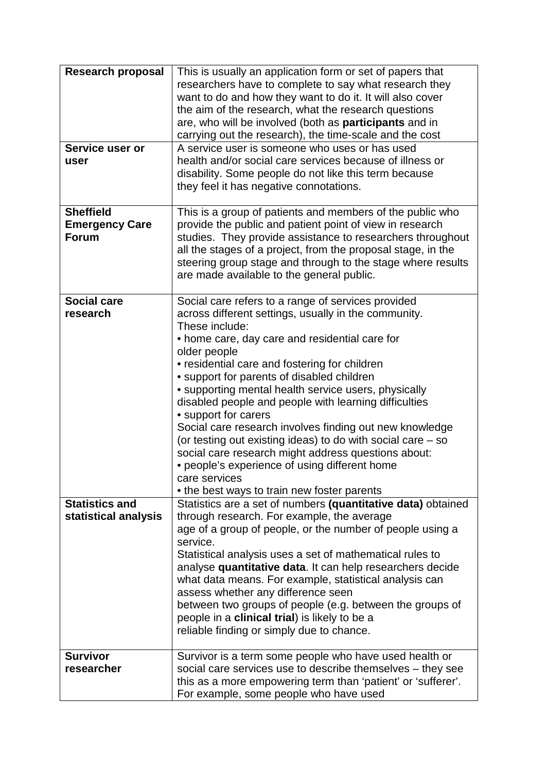| | |
|---|---|
| **Research proposal** | This is usually an application form or set of papers that researchers have to complete to say what research they want to do and how they want to do it. It will also cover the aim of the research, what the research questions are, who will be involved (both as **participants** and in carrying out the research), the time-scale and the cost |
| **Service user or user** | A service user is someone who uses or has used health and/or social care services because of illness or disability. Some people do not like this term because they feel it has negative connotations. |
| **Sheffield Emergency Care Forum** | This is a group of patients and members of the public who provide the public and patient point of view in research studies. They provide assistance to researchers throughout all the stages of a project, from the proposal stage, in the steering group stage and through to the stage where results are made available to the general public. |
| **Social care research** | Social care refers to a range of services provided across different settings, usually in the community. These include:<br>• home care, day care and residential care for older people<br>• residential care and fostering for children<br>• support for parents of disabled children<br>• supporting mental health service users, physically disabled people and people with learning difficulties<br>• support for carers<br>Social care research involves finding out new knowledge (or testing out existing ideas) to do with social care – so social care research might address questions about:<br>• people's experience of using different home care services<br>• the best ways to train new foster parents |
| **Statistics and statistical analysis** | Statistics are a set of numbers **(quantitative data)** obtained through research. For example, the average age of a group of people, or the number of people using a service.<br>Statistical analysis uses a set of mathematical rules to analyse **quantitative data**. It can help researchers decide what data means. For example, statistical analysis can assess whether any difference seen between two groups of people (e.g. between the groups of people in a **clinical trial**) is likely to be a reliable finding or simply due to chance. |
| **Survivor researcher** | Survivor is a term some people who have used health or social care services use to describe themselves – they see this as a more empowering term than 'patient' or 'sufferer'. For example, some people who have used |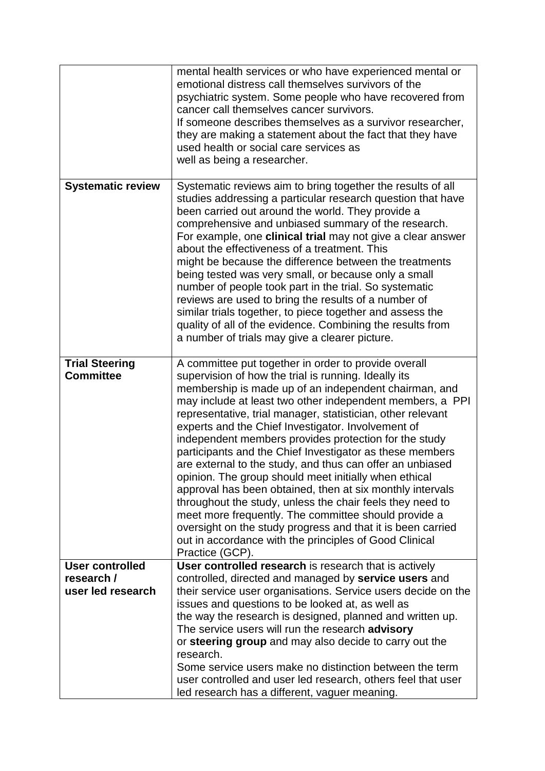| | |
|---|---|
| | mental health services or who have experienced mental or emotional distress call themselves survivors of the psychiatric system. Some people who have recovered from cancer call themselves cancer survivors.<br>If someone describes themselves as a survivor researcher, they are making a statement about the fact that they have used health or social care services as well as being a researcher. |
| **Systematic review** | Systematic reviews aim to bring together the results of all studies addressing a particular research question that have been carried out around the world. They provide a comprehensive and unbiased summary of the research. For example, one **clinical trial** may not give a clear answer about the effectiveness of a treatment. This might be because the difference between the treatments being tested was very small, or because only a small number of people took part in the trial. So systematic reviews are used to bring the results of a number of similar trials together, to piece together and assess the quality of all of the evidence. Combining the results from a number of trials may give a clearer picture. |
| **Trial Steering Committee** | A committee put together in order to provide overall supervision of how the trial is running. Ideally its membership is made up of an independent chairman, and may include at least two other independent members, a PPI representative, trial manager, statistician, other relevant experts and the Chief Investigator. Involvement of independent members provides protection for the study participants and the Chief Investigator as these members are external to the study, and thus can offer an unbiased opinion. The group should meet initially when ethical approval has been obtained, then at six monthly intervals throughout the study, unless the chair feels they need to meet more frequently. The committee should provide a oversight on the study progress and that it is been carried out in accordance with the principles of Good Clinical Practice (GCP). |
| **User controlled research / user led research** | **User controlled research** is research that is actively controlled, directed and managed by **service users** and their service user organisations. Service users decide on the issues and questions to be looked at, as well as the way the research is designed, planned and written up. The service users will run the research **advisory** or **steering group** and may also decide to carry out the research.<br>Some service users make no distinction between the term user controlled and user led research, others feel that user led research has a different, vaguer meaning. |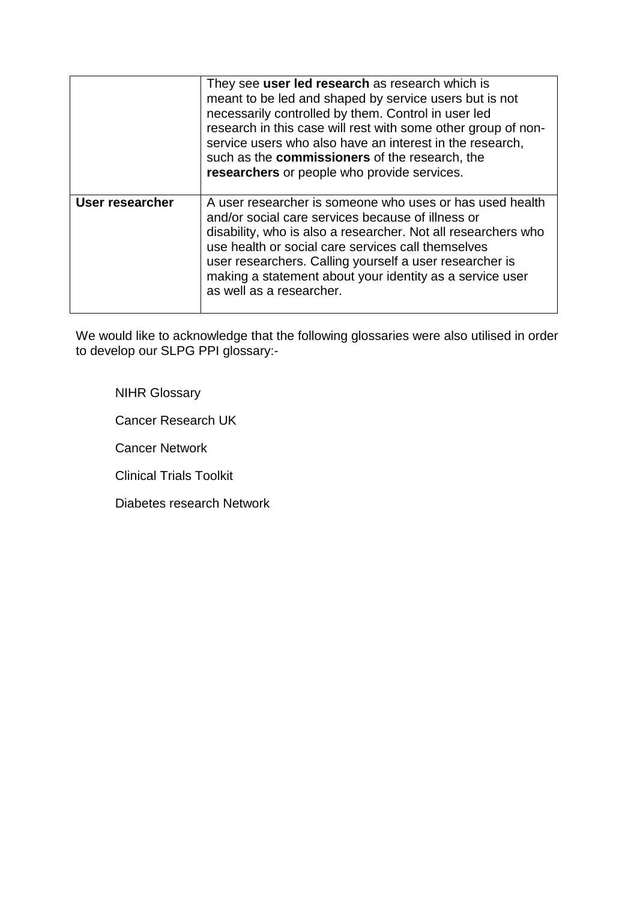| | |
|---|---|
| | They see **user led research** as research which is meant to be led and shaped by service users but is not necessarily controlled by them. Control in user led research in this case will rest with some other group of non-service users who also have an interest in the research, such as the **commissioners** of the research, the **researchers** or people who provide services. |
| **User researcher** | A user researcher is someone who uses or has used health and/or social care services because of illness or disability, who is also a researcher. Not all researchers who use health or social care services call themselves user researchers. Calling yourself a user researcher is making a statement about your identity as a service user as well as a researcher. |

We would like to acknowledge that the following glossaries were also utilised in order to develop our SLPG PPI glossary:-

NIHR Glossary

Cancer Research UK

Cancer Network

Clinical Trials Toolkit

Diabetes research Network